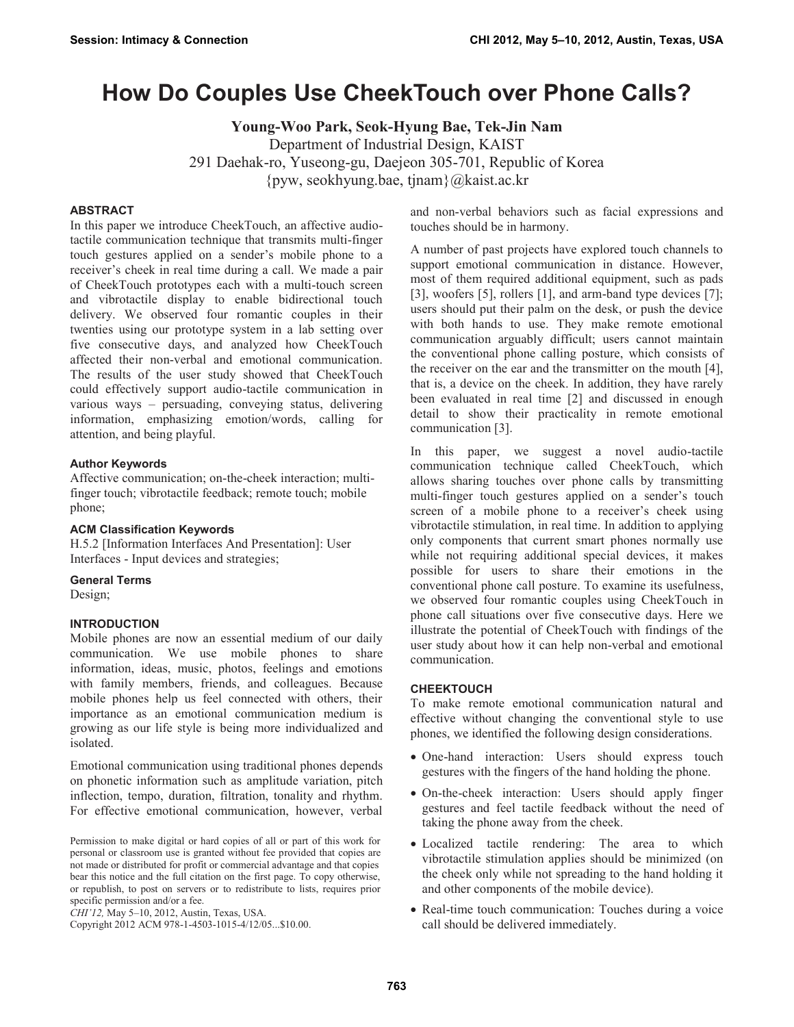# How Do Couples Use CheekTouch over Phone Calls?

**Young-Woo Park, Seok-Hyung Bae, Tek-Jin Nam**

Department of Industrial Design, KAIST
291 Daehak-ro, Yuseong-gu, Daejeon 305-701, Republic of Korea
{pyw, seokhyung.bae, tjnam}@kaist.ac.kr

### ABSTRACT

In this paper we introduce CheekTouch, an affective audio-tactile communication technique that transmits multi-finger touch gestures applied on a sender's mobile phone to a receiver's cheek in real time during a call. We made a pair of CheekTouch prototypes each with a multi-touch screen and vibrotactile display to enable bidirectional touch delivery. We observed four romantic couples in their twenties using our prototype system in a lab setting over five consecutive days, and analyzed how CheekTouch affected their non-verbal and emotional communication. The results of the user study showed that CheekTouch could effectively support audio-tactile communication in various ways – persuading, conveying status, delivering information, emphasizing emotion/words, calling for attention, and being playful.

#### Author Keywords

Affective communication; on-the-cheek interaction; multi-finger touch; vibrotactile feedback; remote touch; mobile phone;

#### ACM Classification Keywords

H.5.2 [Information Interfaces And Presentation]: User Interfaces - Input devices and strategies;

#### General Terms

Design;

### INTRODUCTION

Mobile phones are now an essential medium of our daily communication. We use mobile phones to share information, ideas, music, photos, feelings and emotions with family members, friends, and colleagues. Because mobile phones help us feel connected with others, their importance as an emotional communication medium is growing as our life style is being more individualized and isolated.

Emotional communication using traditional phones depends on phonetic information such as amplitude variation, pitch inflection, tempo, duration, filtration, tonality and rhythm. For effective emotional communication, however, verbal and non-verbal behaviors such as facial expressions and touches should be in harmony.

A number of past projects have explored touch channels to support emotional communication in distance. However, most of them required additional equipment, such as pads [3], woofers [5], rollers [1], and arm-band type devices [7]; users should put their palm on the desk, or push the device with both hands to use. They make remote emotional communication arguably difficult; users cannot maintain the conventional phone calling posture, which consists of the receiver on the ear and the transmitter on the mouth [4], that is, a device on the cheek. In addition, they have rarely been evaluated in real time [2] and discussed in enough detail to show their practicality in remote emotional communication [3].

In this paper, we suggest a novel audio-tactile communication technique called CheekTouch, which allows sharing touches over phone calls by transmitting multi-finger touch gestures applied on a sender's touch screen of a mobile phone to a receiver's cheek using vibrotactile stimulation, in real time. In addition to applying only components that current smart phones normally use while not requiring additional special devices, it makes possible for users to share their emotions in the conventional phone call posture. To examine its usefulness, we observed four romantic couples using CheekTouch in phone call situations over five consecutive days. Here we illustrate the potential of CheekTouch with findings of the user study about how it can help non-verbal and emotional communication.

### CHEEKTOUCH

To make remote emotional communication natural and effective without changing the conventional style to use phones, we identified the following design considerations.

- One-hand interaction: Users should express touch gestures with the fingers of the hand holding the phone.
- On-the-cheek interaction: Users should apply finger gestures and feel tactile feedback without the need of taking the phone away from the cheek.
- Localized tactile rendering: The area to which vibrotactile stimulation applies should be minimized (on the cheek only while not spreading to the hand holding it and other components of the mobile device).
- Real-time touch communication: Touches during a voice call should be delivered immediately.

Permission to make digital or hard copies of all or part of this work for personal or classroom use is granted without fee provided that copies are not made or distributed for profit or commercial advantage and that copies bear this notice and the full citation on the first page. To copy otherwise, or republish, to post on servers or to redistribute to lists, requires prior specific permission and/or a fee.
*CHI'12,* May 5–10, 2012, Austin, Texas, USA.
Copyright 2012 ACM 978-1-4503-1015-4/12/05...$10.00.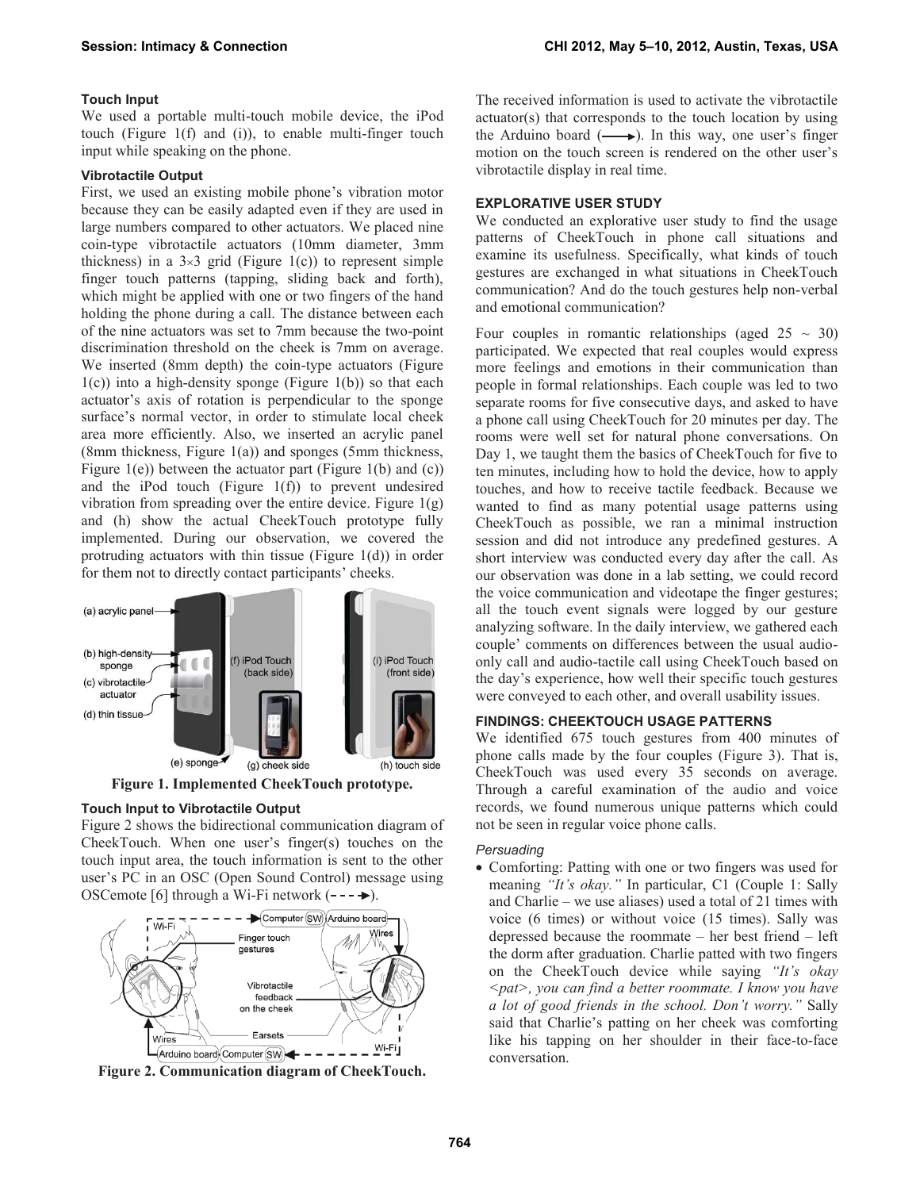### Touch Input

We used a portable multi-touch mobile device, the iPod touch (Figure 1(f) and (i)), to enable multi-finger touch input while speaking on the phone.

### Vibrotactile Output

First, we used an existing mobile phone's vibration motor because they can be easily adapted even if they are used in large numbers compared to other actuators. We placed nine coin-type vibrotactile actuators (10mm diameter, 3mm thickness) in a 3×3 grid (Figure 1(c)) to represent simple finger touch patterns (tapping, sliding back and forth), which might be applied with one or two fingers of the hand holding the phone during a call. The distance between each of the nine actuators was set to 7mm because the two-point discrimination threshold on the cheek is 7mm on average. We inserted (8mm depth) the coin-type actuators (Figure 1(c)) into a high-density sponge (Figure 1(b)) so that each actuator's axis of rotation is perpendicular to the sponge surface's normal vector, in order to stimulate local cheek area more efficiently. Also, we inserted an acrylic panel (8mm thickness, Figure 1(a)) and sponges (5mm thickness, Figure 1(e)) between the actuator part (Figure 1(b) and (c)) and the iPod touch (Figure 1(f)) to prevent undesired vibration from spreading over the entire device. Figure 1(g) and (h) show the actual CheekTouch prototype fully implemented. During our observation, we covered the protruding actuators with thin tissue (Figure 1(d)) in order for them not to directly contact participants' cheeks.

**Figure 1. Implemented CheekTouch prototype.**

### Touch Input to Vibrotactile Output

Figure 2 shows the bidirectional communication diagram of CheekTouch. When one user's finger(s) touches on the touch input area, the touch information is sent to the other user's PC in an OSC (Open Sound Control) message using OSCemote [6] through a Wi-Fi network (- - - ->).

**Figure 2. Communication diagram of CheekTouch.**

The received information is used to activate the vibrotactile actuator(s) that corresponds to the touch location by using the Arduino board (——>). In this way, one user's finger motion on the touch screen is rendered on the other user's vibrotactile display in real time.

## EXPLORATIVE USER STUDY

We conducted an explorative user study to find the usage patterns of CheekTouch in phone call situations and examine its usefulness. Specifically, what kinds of touch gestures are exchanged in what situations in CheekTouch communication? And do the touch gestures help non-verbal and emotional communication?

Four couples in romantic relationships (aged 25 ~ 30) participated. We expected that real couples would express more feelings and emotions in their communication than people in formal relationships. Each couple was led to two separate rooms for five consecutive days, and asked to have a phone call using CheekTouch for 20 minutes per day. The rooms were well set for natural phone conversations. On Day 1, we taught them the basics of CheekTouch for five to ten minutes, including how to hold the device, how to apply touches, and how to receive tactile feedback. Because we wanted to find as many potential usage patterns using CheekTouch as possible, we ran a minimal instruction session and did not introduce any predefined gestures. A short interview was conducted every day after the call. As our observation was done in a lab setting, we could record the voice communication and videotape the finger gestures; all the touch event signals were logged by our gesture analyzing software. In the daily interview, we gathered each couple' comments on differences between the usual audio-only call and audio-tactile call using CheekTouch based on the day's experience, how well their specific touch gestures were conveyed to each other, and overall usability issues.

## FINDINGS: CHEEKTOUCH USAGE PATTERNS

We identified 675 touch gestures from 400 minutes of phone calls made by the four couples (Figure 3). That is, CheekTouch was used every 35 seconds on average. Through a careful examination of the audio and voice records, we found numerous unique patterns which could not be seen in regular voice phone calls.

### *Persuading*

- Comforting: Patting with one or two fingers was used for meaning *"It's okay."* In particular, C1 (Couple 1: Sally and Charlie – we use aliases) used a total of 21 times with voice (6 times) or without voice (15 times). Sally was depressed because the roommate – her best friend – left the dorm after graduation. Charlie patted with two fingers on the CheekTouch device while saying *"It's okay <pat>, you can find a better roommate. I know you have a lot of good friends in the school. Don't worry."* Sally said that Charlie's patting on her cheek was comforting like his tapping on her shoulder in their face-to-face conversation.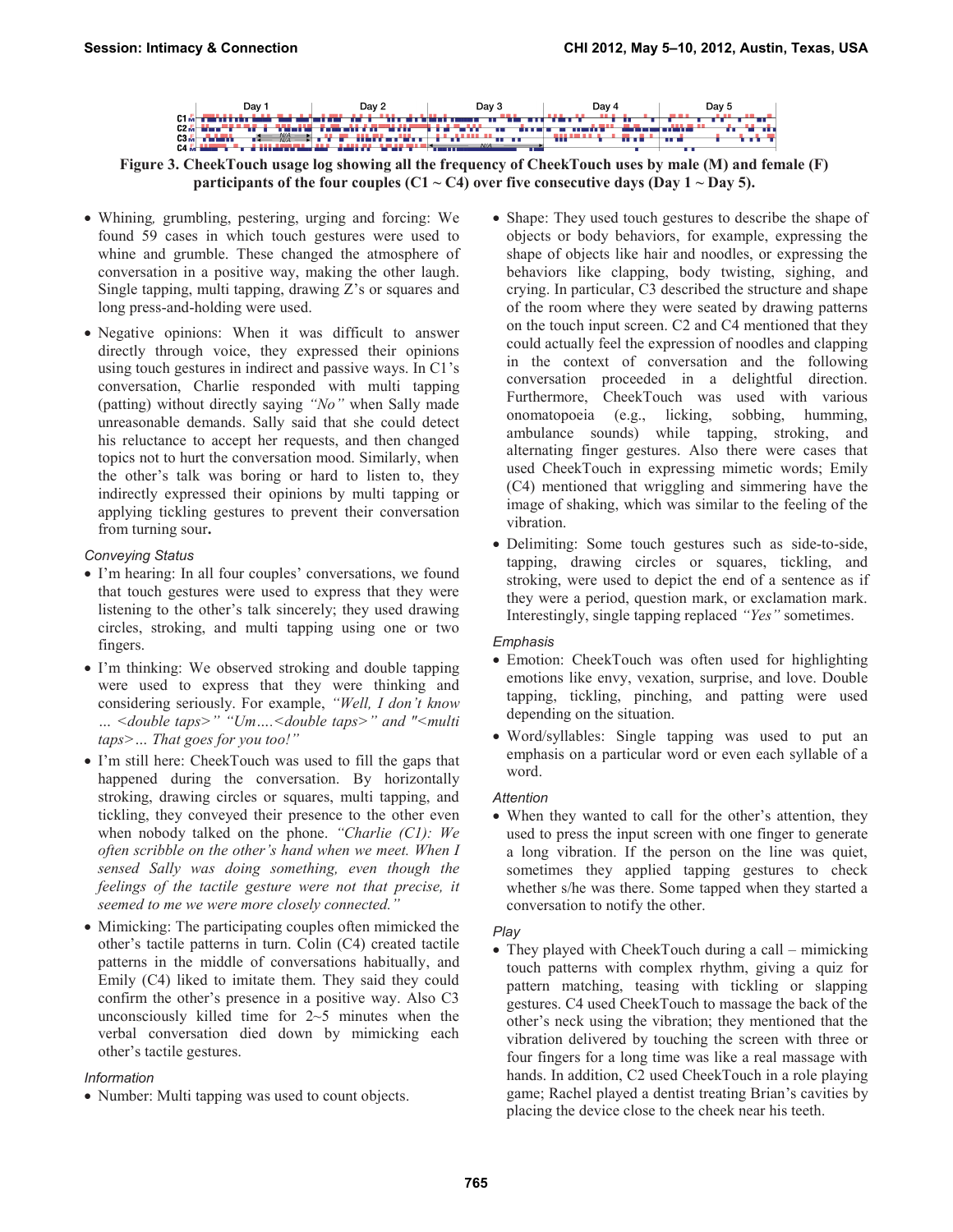Figure 3. CheekTouch usage log showing all the frequency of CheekTouch uses by male (M) and female (F) participants of the four couples (C1 ~ C4) over five consecutive days (Day 1 ~ Day 5).

- Whining, grumbling, pestering, urging and forcing: We found 59 cases in which touch gestures were used to whine and grumble. These changed the atmosphere of conversation in a positive way, making the other laugh. Single tapping, multi tapping, drawing Z's or squares and long press-and-holding were used.
- Negative opinions: When it was difficult to answer directly through voice, they expressed their opinions using touch gestures in indirect and passive ways. In C1's conversation, Charlie responded with multi tapping (patting) without directly saying *"No"* when Sally made unreasonable demands. Sally said that she could detect his reluctance to accept her requests, and then changed topics not to hurt the conversation mood. Similarly, when the other's talk was boring or hard to listen to, they indirectly expressed their opinions by multi tapping or applying tickling gestures to prevent their conversation from turning sour.

### *Conveying Status*

- I'm hearing: In all four couples' conversations, we found that touch gestures were used to express that they were listening to the other's talk sincerely; they used drawing circles, stroking, and multi tapping using one or two fingers.
- I'm thinking: We observed stroking and double tapping were used to express that they were thinking and considering seriously. For example, *"Well, I don't know … <double taps>" "Um….<double taps>" and "<multi taps>… That goes for you too!"*
- I'm still here: CheekTouch was used to fill the gaps that happened during the conversation. By horizontally stroking, drawing circles or squares, multi tapping, and tickling, they conveyed their presence to the other even when nobody talked on the phone. *"Charlie (C1): We often scribble on the other's hand when we meet. When I sensed Sally was doing something, even though the feelings of the tactile gesture were not that precise, it seemed to me we were more closely connected."*
- Mimicking: The participating couples often mimicked the other's tactile patterns in turn. Colin (C4) created tactile patterns in the middle of conversations habitually, and Emily (C4) liked to imitate them. They said they could confirm the other's presence in a positive way. Also C3 unconsciously killed time for 2~5 minutes when the verbal conversation died down by mimicking each other's tactile gestures.

### *Information*

- Number: Multi tapping was used to count objects.
- Shape: They used touch gestures to describe the shape of objects or body behaviors, for example, expressing the shape of objects like hair and noodles, or expressing the behaviors like clapping, body twisting, sighing, and crying. In particular, C3 described the structure and shape of the room where they were seated by drawing patterns on the touch input screen. C2 and C4 mentioned that they could actually feel the expression of noodles and clapping in the context of conversation and the following conversation proceeded in a delightful direction. Furthermore, CheekTouch was used with various onomatopoeia (e.g., licking, sobbing, humming, ambulance sounds) while tapping, stroking, and alternating finger gestures. Also there were cases that used CheekTouch in expressing mimetic words; Emily (C4) mentioned that wriggling and simmering have the image of shaking, which was similar to the feeling of the vibration.
- Delimiting: Some touch gestures such as side-to-side, tapping, drawing circles or squares, tickling, and stroking, were used to depict the end of a sentence as if they were a period, question mark, or exclamation mark. Interestingly, single tapping replaced *"Yes"* sometimes.

### *Emphasis*

- Emotion: CheekTouch was often used for highlighting emotions like envy, vexation, surprise, and love. Double tapping, tickling, pinching, and patting were used depending on the situation.
- Word/syllables: Single tapping was used to put an emphasis on a particular word or even each syllable of a word.

### *Attention*

- When they wanted to call for the other's attention, they used to press the input screen with one finger to generate a long vibration. If the person on the line was quiet, sometimes they applied tapping gestures to check whether s/he was there. Some tapped when they started a conversation to notify the other.

### *Play*

- They played with CheekTouch during a call – mimicking touch patterns with complex rhythm, giving a quiz for pattern matching, teasing with tickling or slapping gestures. C4 used CheekTouch to massage the back of the other's neck using the vibration; they mentioned that the vibration delivered by touching the screen with three or four fingers for a long time was like a real massage with hands. In addition, C2 used CheekTouch in a role playing game; Rachel played a dentist treating Brian's cavities by placing the device close to the cheek near his teeth.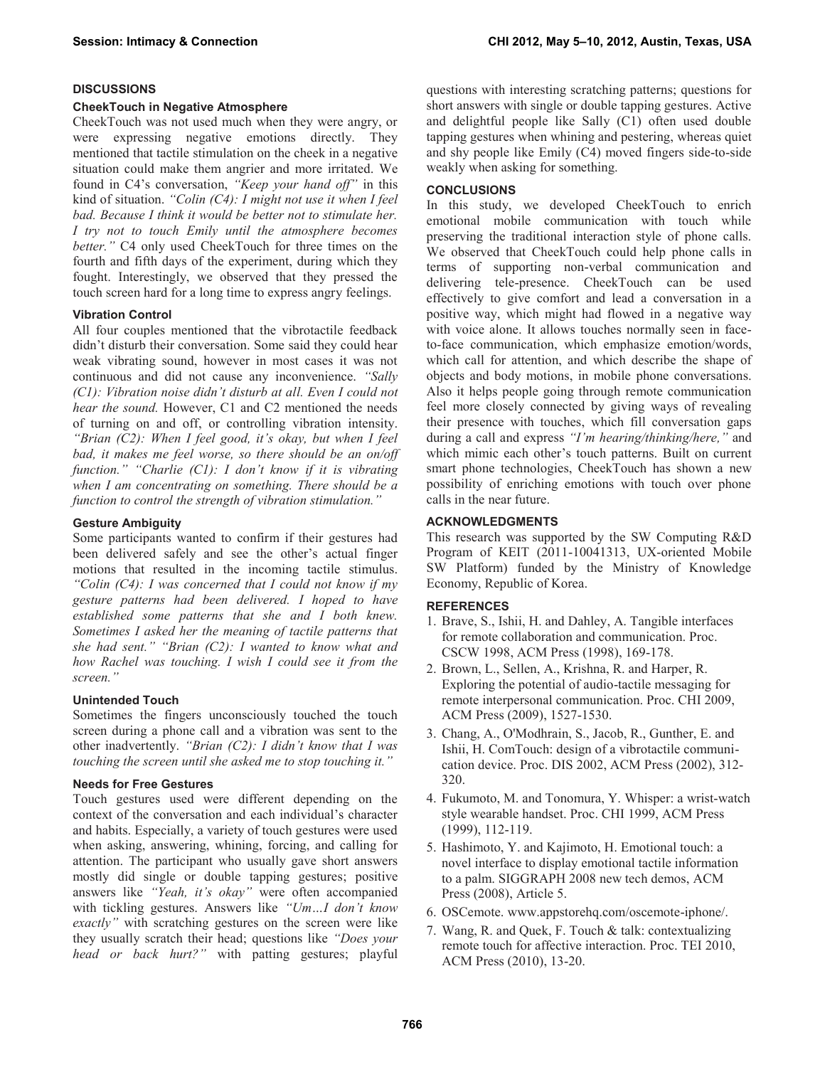## DISCUSSIONS

### CheekTouch in Negative Atmosphere

CheekTouch was not used much when they were angry, or were expressing negative emotions directly. They mentioned that tactile stimulation on the cheek in a negative situation could make them angrier and more irritated. We found in C4's conversation, *"Keep your hand off"* in this kind of situation. *"Colin (C4): I might not use it when I feel bad. Because I think it would be better not to stimulate her. I try not to touch Emily until the atmosphere becomes better."* C4 only used CheekTouch for three times on the fourth and fifth days of the experiment, during which they fought. Interestingly, we observed that they pressed the touch screen hard for a long time to express angry feelings.

### Vibration Control

All four couples mentioned that the vibrotactile feedback didn't disturb their conversation. Some said they could hear weak vibrating sound, however in most cases it was not continuous and did not cause any inconvenience. *"Sally (C1): Vibration noise didn't disturb at all. Even I could not hear the sound.* However, C1 and C2 mentioned the needs of turning on and off, or controlling vibration intensity. *"Brian (C2): When I feel good, it's okay, but when I feel bad, it makes me feel worse, so there should be an on/off function." "Charlie (C1): I don't know if it is vibrating when I am concentrating on something. There should be a function to control the strength of vibration stimulation."*

### Gesture Ambiguity

Some participants wanted to confirm if their gestures had been delivered safely and see the other's actual finger motions that resulted in the incoming tactile stimulus. *"Colin (C4): I was concerned that I could not know if my gesture patterns had been delivered. I hoped to have established some patterns that she and I both knew. Sometimes I asked her the meaning of tactile patterns that she had sent." "Brian (C2): I wanted to know what and how Rachel was touching. I wish I could see it from the screen."*

### Unintended Touch

Sometimes the fingers unconsciously touched the touch screen during a phone call and a vibration was sent to the other inadvertently. *"Brian (C2): I didn't know that I was touching the screen until she asked me to stop touching it."*

### Needs for Free Gestures

Touch gestures used were different depending on the context of the conversation and each individual's character and habits. Especially, a variety of touch gestures were used when asking, answering, whining, forcing, and calling for attention. The participant who usually gave short answers mostly did single or double tapping gestures; positive answers like *"Yeah, it's okay"* were often accompanied with tickling gestures. Answers like *"Um…I don't know exactly"* with scratching gestures on the screen were like they usually scratch their head; questions like *"Does your head or back hurt?"* with patting gestures; playful questions with interesting scratching patterns; questions for short answers with single or double tapping gestures. Active and delightful people like Sally (C1) often used double tapping gestures when whining and pestering, whereas quiet and shy people like Emily (C4) moved fingers side-to-side weakly when asking for something.

## CONCLUSIONS

In this study, we developed CheekTouch to enrich emotional mobile communication with touch while preserving the traditional interaction style of phone calls. We observed that CheekTouch could help phone calls in terms of supporting non-verbal communication and delivering tele-presence. CheekTouch can be used effectively to give comfort and lead a conversation in a positive way, which might had flowed in a negative way with voice alone. It allows touches normally seen in face-to-face communication, which emphasize emotion/words, which call for attention, and which describe the shape of objects and body motions, in mobile phone conversations. Also it helps people going through remote communication feel more closely connected by giving ways of revealing their presence with touches, which fill conversation gaps during a call and express *"I'm hearing/thinking/here,"* and which mimic each other's touch patterns. Built on current smart phone technologies, CheekTouch has shown a new possibility of enriching emotions with touch over phone calls in the near future.

## ACKNOWLEDGMENTS

This research was supported by the SW Computing R&D Program of KEIT (2011-10041313, UX-oriented Mobile SW Platform) funded by the Ministry of Knowledge Economy, Republic of Korea.

## REFERENCES

1. Brave, S., Ishii, H. and Dahley, A. Tangible interfaces for remote collaboration and communication. Proc. CSCW 1998, ACM Press (1998), 169-178.
2. Brown, L., Sellen, A., Krishna, R. and Harper, R. Exploring the potential of audio-tactile messaging for remote interpersonal communication. Proc. CHI 2009, ACM Press (2009), 1527-1530.
3. Chang, A., O'Modhrain, S., Jacob, R., Gunther, E. and Ishii, H. ComTouch: design of a vibrotactile communication device. Proc. DIS 2002, ACM Press (2002), 312-320.
4. Fukumoto, M. and Tonomura, Y. Whisper: a wrist-watch style wearable handset. Proc. CHI 1999, ACM Press (1999), 112-119.
5. Hashimoto, Y. and Kajimoto, H. Emotional touch: a novel interface to display emotional tactile information to a palm. SIGGRAPH 2008 new tech demos, ACM Press (2008), Article 5.
6. OSCemote. www.appstorehq.com/oscemote-iphone/.
7. Wang, R. and Quek, F. Touch & talk: contextualizing remote touch for affective interaction. Proc. TEI 2010, ACM Press (2010), 13-20.